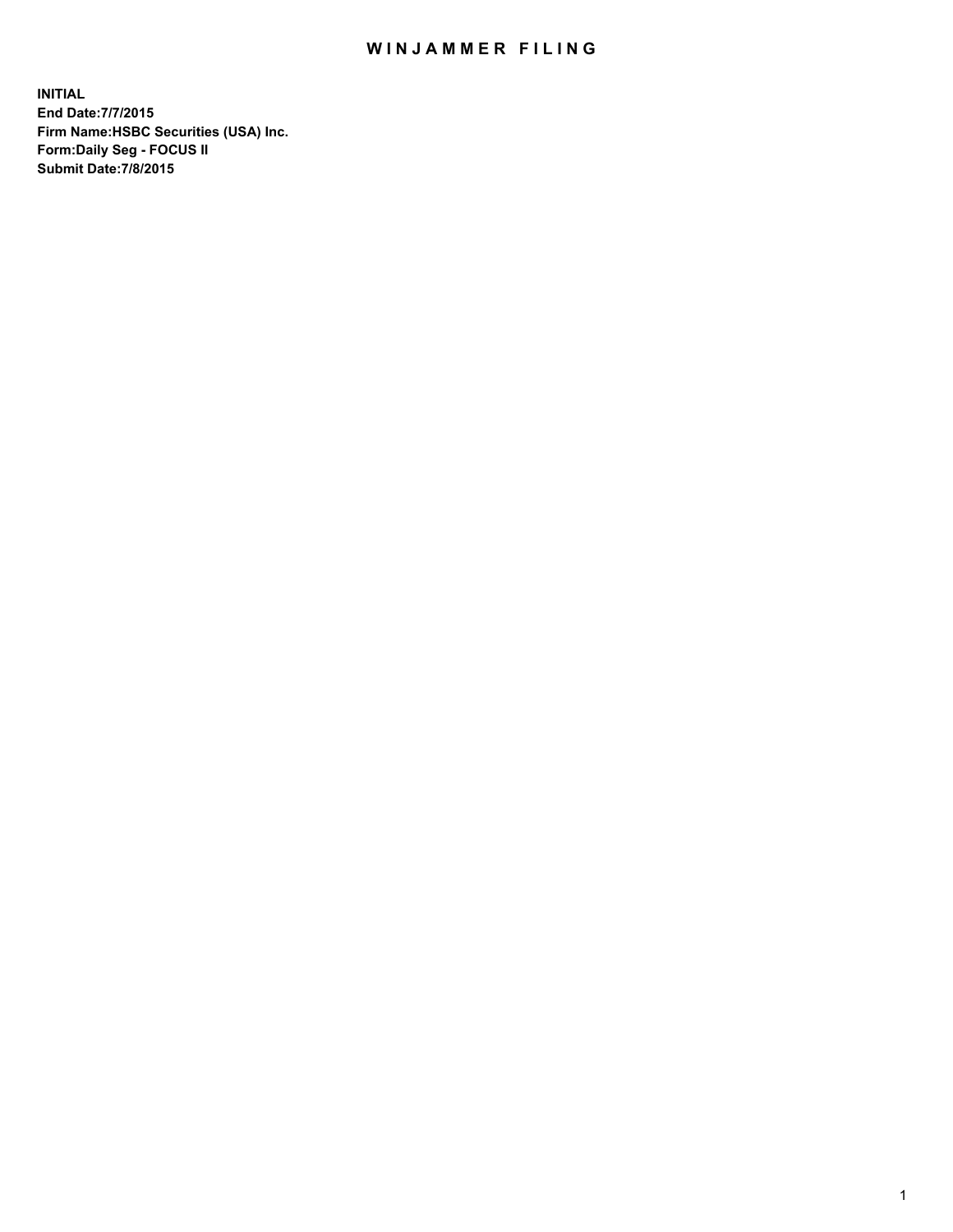# WINJAMMER FILING

**INITIAL**
**End Date:7/7/2015**
**Firm Name:HSBC Securities (USA) Inc.**
**Form:Daily Seg - FOCUS II**
**Submit Date:7/8/2015**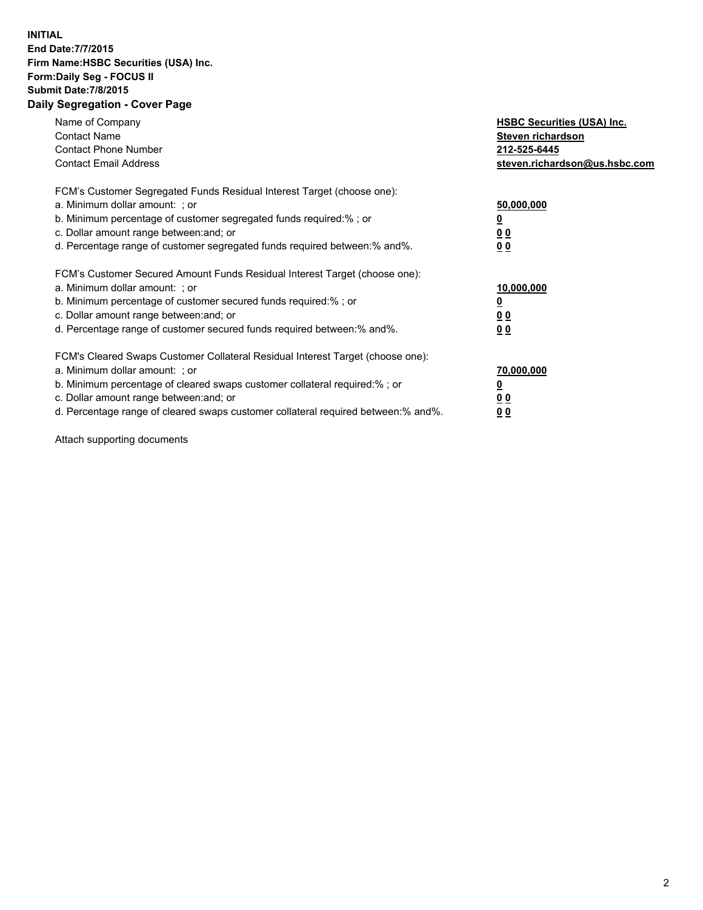**INITIAL**
**End Date:7/7/2015**
**Firm Name:HSBC Securities (USA) Inc.**
**Form:Daily Seg - FOCUS II**
**Submit Date:7/8/2015**

## Daily Segregation - Cover Page

| | |
|---|---|
| Name of Company | **HSBC Securities (USA) Inc.** |
| Contact Name | **Steven richardson** |
| Contact Phone Number | **212-525-6445** |
| Contact Email Address | **steven.richardson@us.hsbc.com** |

| | |
|---|---|
| FCM's Customer Segregated Funds Residual Interest Target (choose one): | |
| a. Minimum dollar amount: ; or | **50,000,000** |
| b. Minimum percentage of customer segregated funds required:% ; or | **0** |
| c. Dollar amount range between:and; or | **0 0** |
| d. Percentage range of customer segregated funds required between:% and%. | **0 0** |

| | |
|---|---|
| FCM's Customer Secured Amount Funds Residual Interest Target (choose one): | |
| a. Minimum dollar amount: ; or | **10,000,000** |
| b. Minimum percentage of customer secured funds required:% ; or | **0** |
| c. Dollar amount range between:and; or | **0 0** |
| d. Percentage range of customer secured funds required between:% and%. | **0 0** |

| | |
|---|---|
| FCM's Cleared Swaps Customer Collateral Residual Interest Target (choose one): | |
| a. Minimum dollar amount: ; or | **70,000,000** |
| b. Minimum percentage of cleared swaps customer collateral required:% ; or | **0** |
| c. Dollar amount range between:and; or | **0 0** |
| d. Percentage range of cleared swaps customer collateral required between:% and%. | **0 0** |

Attach supporting documents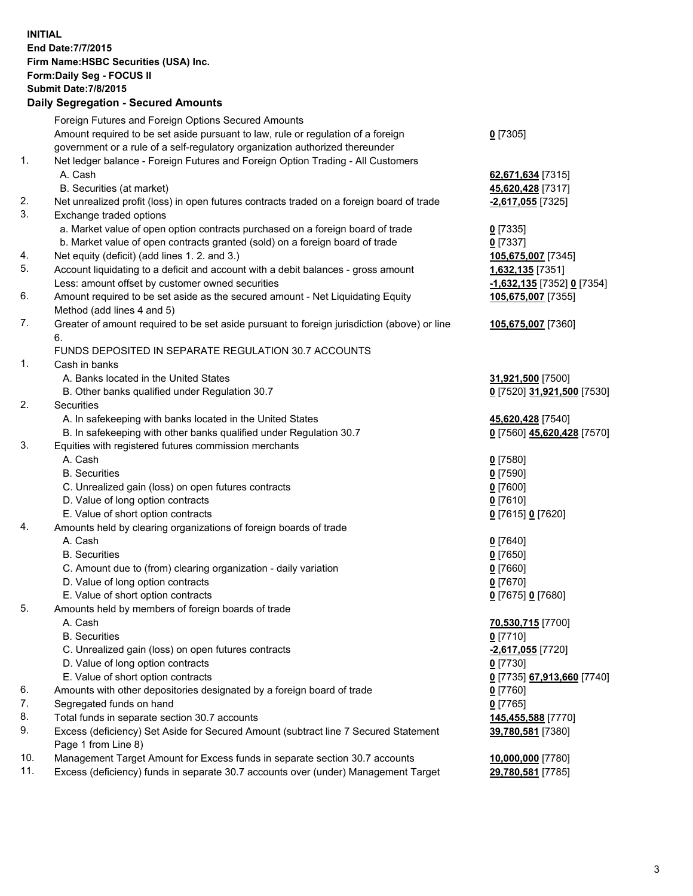**INITIAL**
**End Date:7/7/2015**
**Firm Name:HSBC Securities (USA) Inc.**
**Form:Daily Seg - FOCUS II**
**Submit Date:7/8/2015**

## Daily Segregation - Secured Amounts

| | | |
|---|---|---|
| | Foreign Futures and Foreign Options Secured Amounts | |
| | Amount required to be set aside pursuant to law, rule or regulation of a foreign government or a rule of a self-regulatory organization authorized thereunder | 0 [7305] |
| 1. | Net ledger balance - Foreign Futures and Foreign Option Trading - All Customers | |
| | A. Cash | 62,671,634 [7315] |
| | B. Securities (at market) | 45,620,428 [7317] |
| 2. | Net unrealized profit (loss) in open futures contracts traded on a foreign board of trade | -2,617,055 [7325] |
| 3. | Exchange traded options | |
| | a. Market value of open option contracts purchased on a foreign board of trade | 0 [7335] |
| | b. Market value of open contracts granted (sold) on a foreign board of trade | 0 [7337] |
| 4. | Net equity (deficit) (add lines 1. 2. and 3.) | 105,675,007 [7345] |
| 5. | Account liquidating to a deficit and account with a debit balances - gross amount | 1,632,135 [7351] |
| | Less: amount offset by customer owned securities | -1,632,135 [7352] 0 [7354] |
| 6. | Amount required to be set aside as the secured amount - Net Liquidating Equity Method (add lines 4 and 5) | 105,675,007 [7355] |
| 7. | Greater of amount required to be set aside pursuant to foreign jurisdiction (above) or line 6. | 105,675,007 [7360] |
| | FUNDS DEPOSITED IN SEPARATE REGULATION 30.7 ACCOUNTS | |
| 1. | Cash in banks | |
| | A. Banks located in the United States | 31,921,500 [7500] |
| | B. Other banks qualified under Regulation 30.7 | 0 [7520] 31,921,500 [7530] |
| 2. | Securities | |
| | A. In safekeeping with banks located in the United States | 45,620,428 [7540] |
| | B. In safekeeping with other banks qualified under Regulation 30.7 | 0 [7560] 45,620,428 [7570] |
| 3. | Equities with registered futures commission merchants | |
| | A. Cash | 0 [7580] |
| | B. Securities | 0 [7590] |
| | C. Unrealized gain (loss) on open futures contracts | 0 [7600] |
| | D. Value of long option contracts | 0 [7610] |
| | E. Value of short option contracts | 0 [7615] 0 [7620] |
| 4. | Amounts held by clearing organizations of foreign boards of trade | |
| | A. Cash | 0 [7640] |
| | B. Securities | 0 [7650] |
| | C. Amount due to (from) clearing organization - daily variation | 0 [7660] |
| | D. Value of long option contracts | 0 [7670] |
| | E. Value of short option contracts | 0 [7675] 0 [7680] |
| 5. | Amounts held by members of foreign boards of trade | |
| | A. Cash | 70,530,715 [7700] |
| | B. Securities | 0 [7710] |
| | C. Unrealized gain (loss) on open futures contracts | -2,617,055 [7720] |
| | D. Value of long option contracts | 0 [7730] |
| | E. Value of short option contracts | 0 [7735] 67,913,660 [7740] |
| 6. | Amounts with other depositories designated by a foreign board of trade | 0 [7760] |
| 7. | Segregated funds on hand | 0 [7765] |
| 8. | Total funds in separate section 30.7 accounts | 145,455,588 [7770] |
| 9. | Excess (deficiency) Set Aside for Secured Amount (subtract line 7 Secured Statement Page 1 from Line 8) | 39,780,581 [7380] |
| 10. | Management Target Amount for Excess funds in separate section 30.7 accounts | 10,000,000 [7780] |
| 11. | Excess (deficiency) funds in separate 30.7 accounts over (under) Management Target | 29,780,581 [7785] |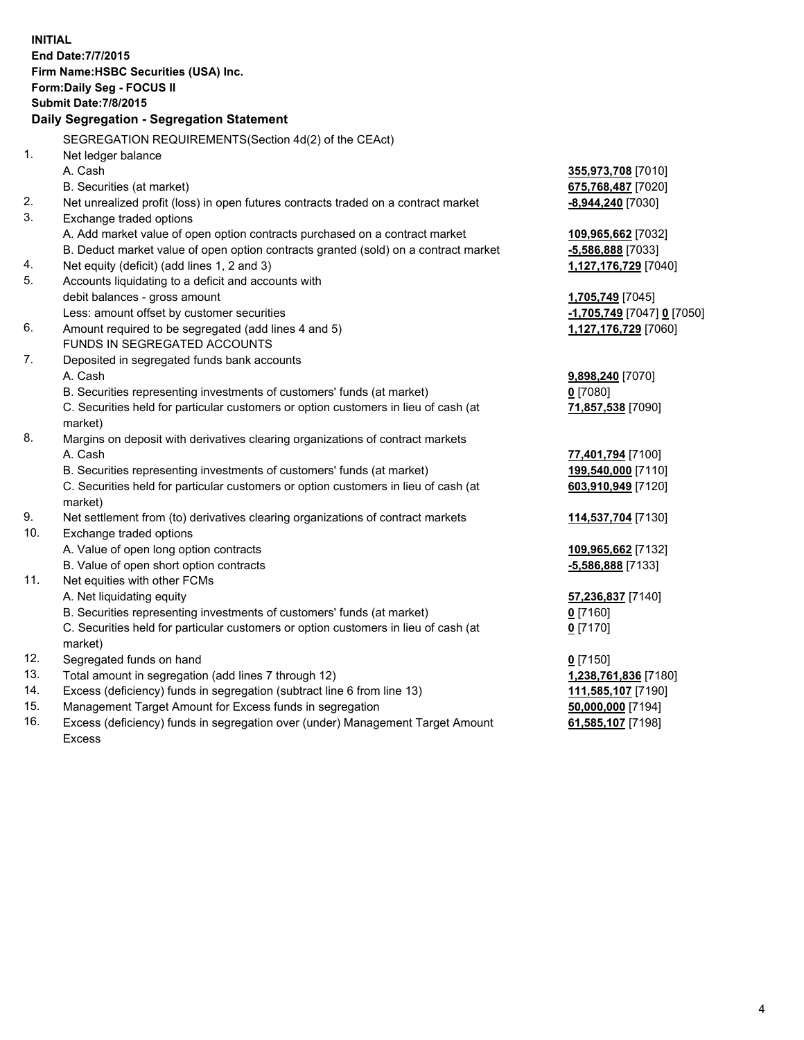**INITIAL**
**End Date:7/7/2015**
**Firm Name:HSBC Securities (USA) Inc.**
**Form:Daily Seg - FOCUS II**
**Submit Date:7/8/2015**

### Daily Segregation - Segregation Statement

| | | |
|---|---|---|
| | SEGREGATION REQUIREMENTS(Section 4d(2) of the CEAct) | |
| 1. | Net ledger balance | |
| | A. Cash | **355,973,708** [7010] |
| | B. Securities (at market) | **675,768,487** [7020] |
| 2. | Net unrealized profit (loss) in open futures contracts traded on a contract market | **-8,944,240** [7030] |
| 3. | Exchange traded options | |
| | A. Add market value of open option contracts purchased on a contract market | **109,965,662** [7032] |
| | B. Deduct market value of open option contracts granted (sold) on a contract market | **-5,586,888** [7033] |
| 4. | Net equity (deficit) (add lines 1, 2 and 3) | **1,127,176,729** [7040] |
| 5. | Accounts liquidating to a deficit and accounts with debit balances - gross amount | **1,705,749** [7045] |
| | Less: amount offset by customer securities | **-1,705,749** [7047] **0** [7050] |
| 6. | Amount required to be segregated (add lines 4 and 5) | **1,127,176,729** [7060] |
| | FUNDS IN SEGREGATED ACCOUNTS | |
| 7. | Deposited in segregated funds bank accounts | |
| | A. Cash | **9,898,240** [7070] |
| | B. Securities representing investments of customers' funds (at market) | **0** [7080] |
| | C. Securities held for particular customers or option customers in lieu of cash (at market) | **71,857,538** [7090] |
| 8. | Margins on deposit with derivatives clearing organizations of contract markets | |
| | A. Cash | **77,401,794** [7100] |
| | B. Securities representing investments of customers' funds (at market) | **199,540,000** [7110] |
| | C. Securities held for particular customers or option customers in lieu of cash (at market) | **603,910,949** [7120] |
| 9. | Net settlement from (to) derivatives clearing organizations of contract markets | **114,537,704** [7130] |
| 10. | Exchange traded options | |
| | A. Value of open long option contracts | **109,965,662** [7132] |
| | B. Value of open short option contracts | **-5,586,888** [7133] |
| 11. | Net equities with other FCMs | |
| | A. Net liquidating equity | **57,236,837** [7140] |
| | B. Securities representing investments of customers' funds (at market) | **0** [7160] |
| | C. Securities held for particular customers or option customers in lieu of cash (at market) | **0** [7170] |
| 12. | Segregated funds on hand | **0** [7150] |
| 13. | Total amount in segregation (add lines 7 through 12) | **1,238,761,836** [7180] |
| 14. | Excess (deficiency) funds in segregation (subtract line 6 from line 13) | **111,585,107** [7190] |
| 15. | Management Target Amount for Excess funds in segregation | **50,000,000** [7194] |
| 16. | Excess (deficiency) funds in segregation over (under) Management Target Amount Excess | **61,585,107** [7198] |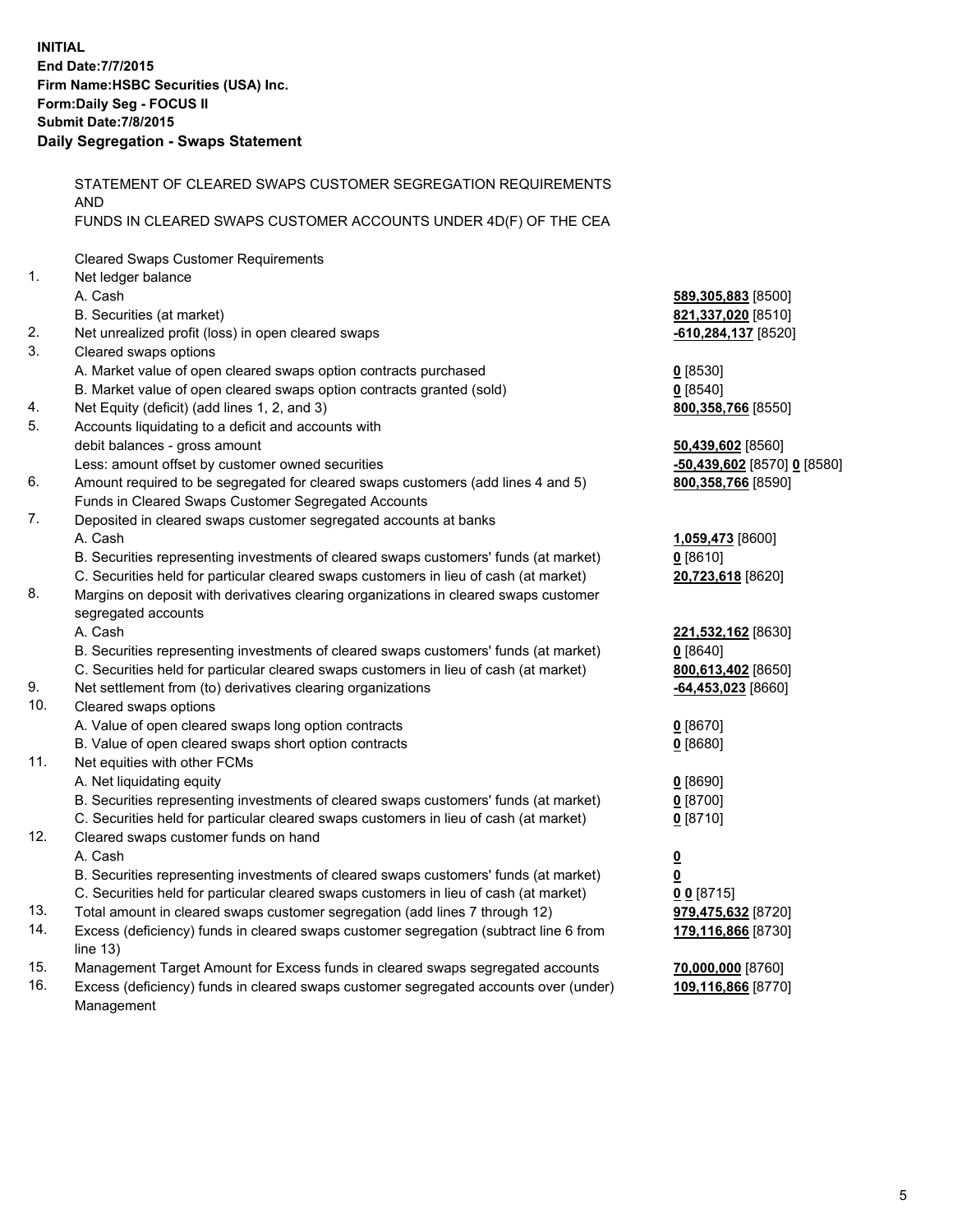**INITIAL**
**End Date:7/7/2015**
**Firm Name:HSBC Securities (USA) Inc.**
**Form:Daily Seg - FOCUS II**
**Submit Date:7/8/2015**
**Daily Segregation - Swaps Statement**

STATEMENT OF CLEARED SWAPS CUSTOMER SEGREGATION REQUIREMENTS AND FUNDS IN CLEARED SWAPS CUSTOMER ACCOUNTS UNDER 4D(F) OF THE CEA

| | | |
|---|---|---|
| | Cleared Swaps Customer Requirements | |
| 1. | Net ledger balance | |
| | A. Cash | **589,305,883** [8500] |
| | B. Securities (at market) | **821,337,020** [8510] |
| 2. | Net unrealized profit (loss) in open cleared swaps | **-610,284,137** [8520] |
| 3. | Cleared swaps options | |
| | A. Market value of open cleared swaps option contracts purchased | **0** [8530] |
| | B. Market value of open cleared swaps option contracts granted (sold) | **0** [8540] |
| 4. | Net Equity (deficit) (add lines 1, 2, and 3) | **800,358,766** [8550] |
| 5. | Accounts liquidating to a deficit and accounts with | |
| | debit balances - gross amount | **50,439,602** [8560] |
| | Less: amount offset by customer owned securities | **-50,439,602** [8570] **0** [8580] |
| 6. | Amount required to be segregated for cleared swaps customers (add lines 4 and 5) | **800,358,766** [8590] |
| | Funds in Cleared Swaps Customer Segregated Accounts | |
| 7. | Deposited in cleared swaps customer segregated accounts at banks | |
| | A. Cash | **1,059,473** [8600] |
| | B. Securities representing investments of cleared swaps customers' funds (at market) | **0** [8610] |
| | C. Securities held for particular cleared swaps customers in lieu of cash (at market) | **20,723,618** [8620] |
| 8. | Margins on deposit with derivatives clearing organizations in cleared swaps customer segregated accounts | |
| | A. Cash | **221,532,162** [8630] |
| | B. Securities representing investments of cleared swaps customers' funds (at market) | **0** [8640] |
| | C. Securities held for particular cleared swaps customers in lieu of cash (at market) | **800,613,402** [8650] |
| 9. | Net settlement from (to) derivatives clearing organizations | **-64,453,023** [8660] |
| 10. | Cleared swaps options | |
| | A. Value of open cleared swaps long option contracts | **0** [8670] |
| | B. Value of open cleared swaps short option contracts | **0** [8680] |
| 11. | Net equities with other FCMs | |
| | A. Net liquidating equity | **0** [8690] |
| | B. Securities representing investments of cleared swaps customers' funds (at market) | **0** [8700] |
| | C. Securities held for particular cleared swaps customers in lieu of cash (at market) | **0** [8710] |
| 12. | Cleared swaps customer funds on hand | |
| | A. Cash | **0** |
| | B. Securities representing investments of cleared swaps customers' funds (at market) | **0** |
| | C. Securities held for particular cleared swaps customers in lieu of cash (at market) | **0** **0** [8715] |
| 13. | Total amount in cleared swaps customer segregation (add lines 7 through 12) | **979,475,632** [8720] |
| 14. | Excess (deficiency) funds in cleared swaps customer segregation (subtract line 6 from line 13) | **179,116,866** [8730] |
| 15. | Management Target Amount for Excess funds in cleared swaps segregated accounts | **70,000,000** [8760] |
| 16. | Excess (deficiency) funds in cleared swaps customer segregated accounts over (under) Management | **109,116,866** [8770] |